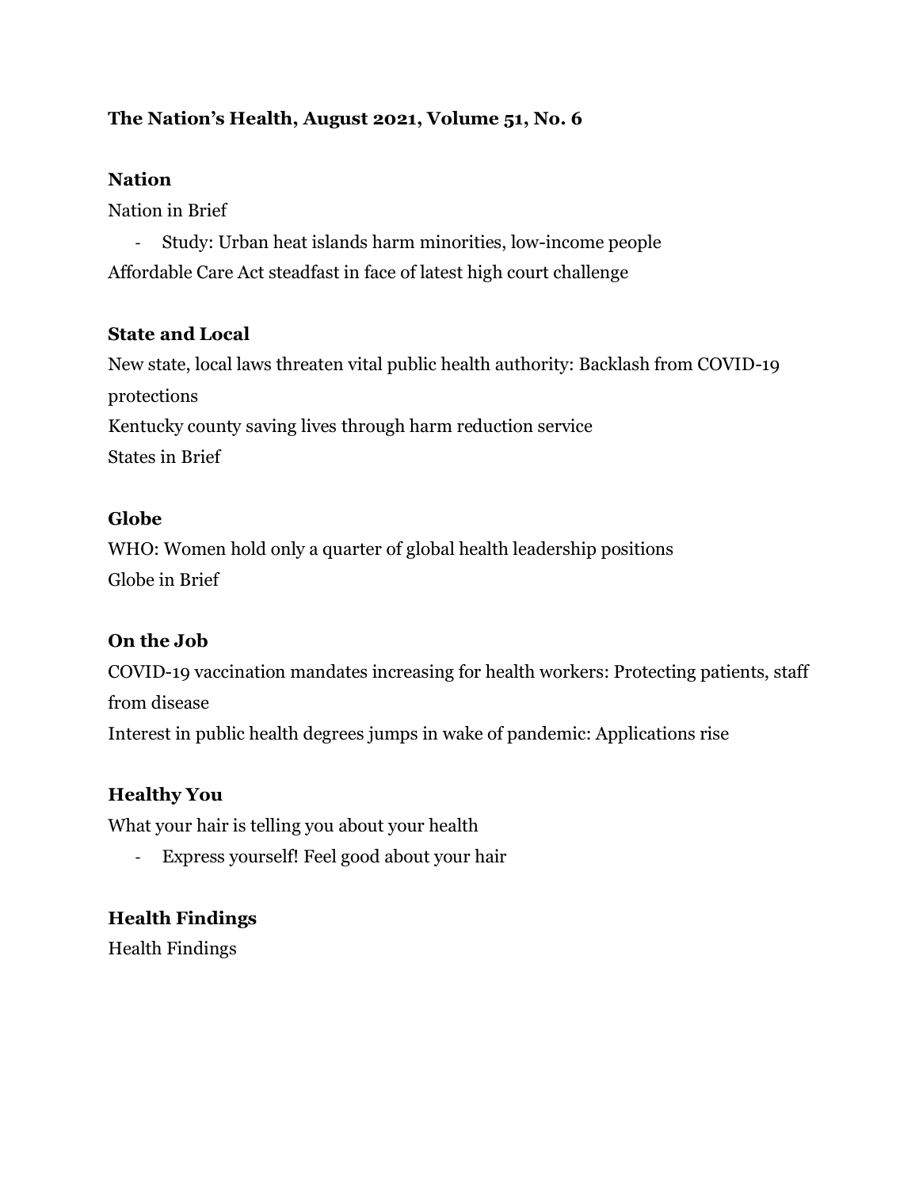**The Nation's Health, August 2021, Volume 51, No. 6**

**Nation**

Nation in Brief

- Study: Urban heat islands harm minorities, low-income people

Affordable Care Act steadfast in face of latest high court challenge

**State and Local**

New state, local laws threaten vital public health authority: Backlash from COVID-19 protections

Kentucky county saving lives through harm reduction service

States in Brief

**Globe**

WHO: Women hold only a quarter of global health leadership positions

Globe in Brief

**On the Job**

COVID-19 vaccination mandates increasing for health workers: Protecting patients, staff from disease

Interest in public health degrees jumps in wake of pandemic: Applications rise

**Healthy You**

What your hair is telling you about your health

- Express yourself! Feel good about your hair

**Health Findings**

Health Findings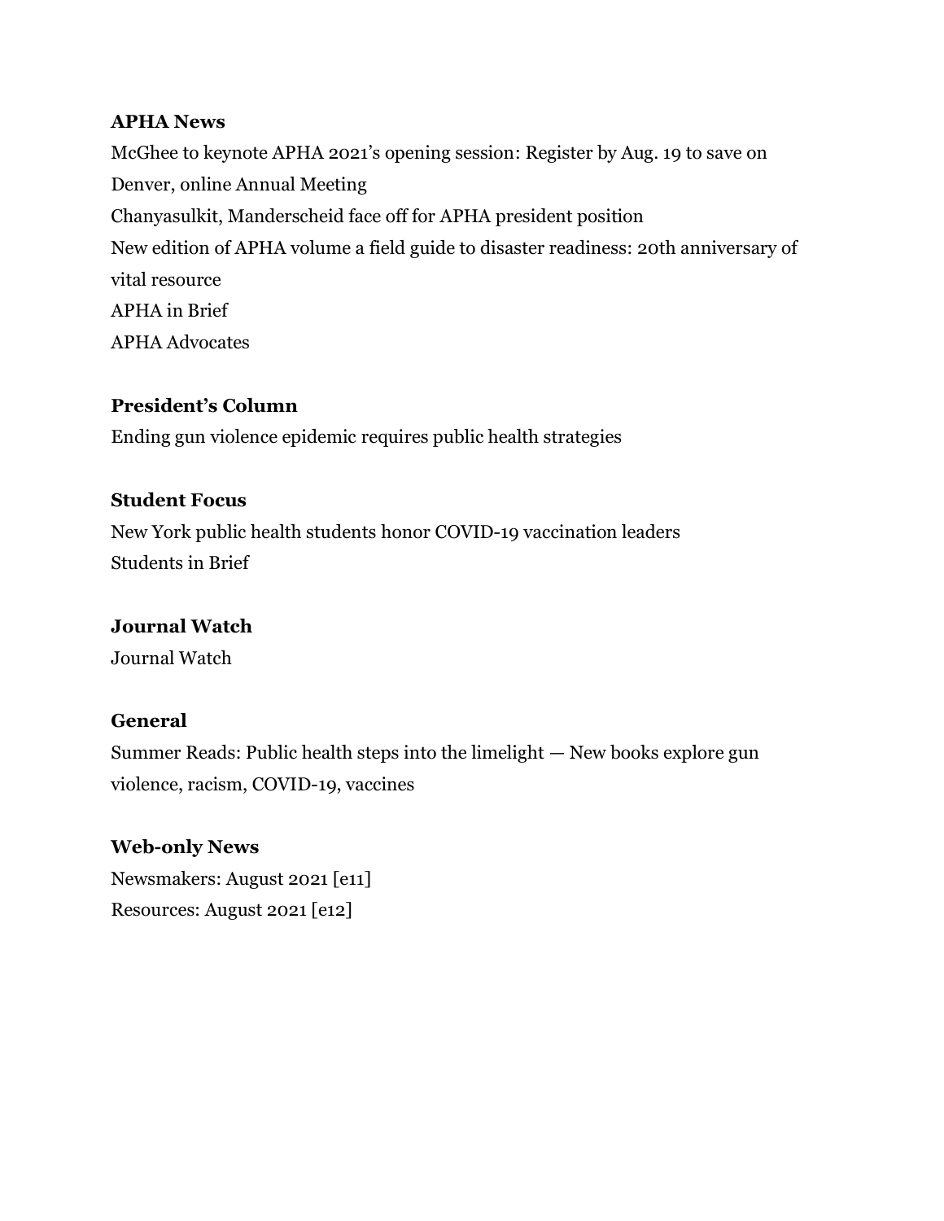## APHA News

McGhee to keynote APHA 2021's opening session: Register by Aug. 19 to save on Denver, online Annual Meeting

Chanyasulkit, Manderscheid face off for APHA president position

New edition of APHA volume a field guide to disaster readiness: 20th anniversary of vital resource

APHA in Brief

APHA Advocates

## President's Column

Ending gun violence epidemic requires public health strategies

## Student Focus

New York public health students honor COVID-19 vaccination leaders

Students in Brief

## Journal Watch

Journal Watch

## General

Summer Reads: Public health steps into the limelight — New books explore gun violence, racism, COVID-19, vaccines

## Web-only News

Newsmakers: August 2021 [e11]

Resources: August 2021 [e12]